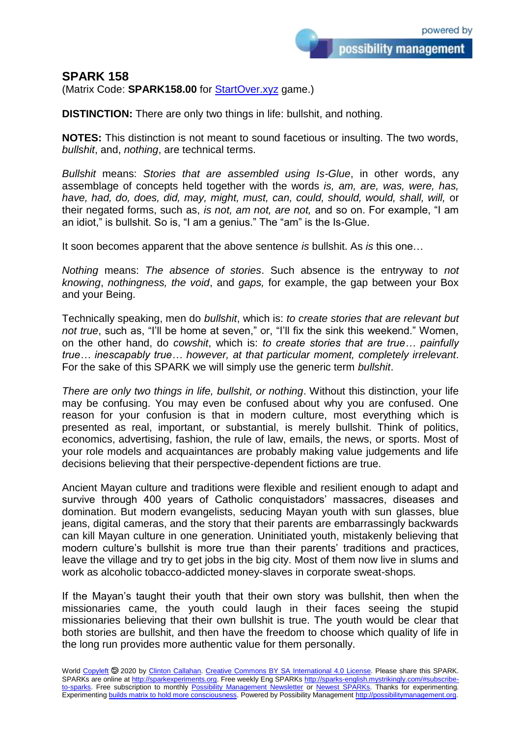# SPARK 158

(Matrix Code: **SPARK158.00** for [StartOver.xyz](StartOver.xyz) game.)

**DISTINCTION:** There are only two things in life: bullshit, and nothing.

**NOTES:** This distinction is not meant to sound facetious or insulting. The two words, *bullshit*, and, *nothing*, are technical terms.

*Bullshit* means: *Stories that are assembled using Is-Glue*, in other words, any assemblage of concepts held together with the words *is, am, are, was, were, has, have, had, do, does, did, may, might, must, can, could, should, would, shall, will,* or their negated forms, such as, *is not, am not, are not,* and so on. For example, "I am an idiot," is bullshit. So is, "I am a genius." The "am" is the Is-Glue.

It soon becomes apparent that the above sentence *is* bullshit. As *is* this one…

*Nothing* means: *The absence of stories*. Such absence is the entryway to *not knowing*, *nothingness, the void*, and *gaps,* for example, the gap between your Box and your Being.

Technically speaking, men do *bullshit*, which is: *to create stories that are relevant but not true*, such as, "I'll be home at seven," or, "I'll fix the sink this weekend." Women, on the other hand, do *cowshit*, which is: *to create stories that are true… painfully true… inescapably true… however, at that particular moment, completely irrelevant*. For the sake of this SPARK we will simply use the generic term *bullshit*.

*There are only two things in life, bullshit, or nothing*. Without this distinction, your life may be confusing. You may even be confused about why you are confused. One reason for your confusion is that in modern culture, most everything which is presented as real, important, or substantial, is merely bullshit. Think of politics, economics, advertising, fashion, the rule of law, emails, the news, or sports. Most of your role models and acquaintances are probably making value judgements and life decisions believing that their perspective-dependent fictions are true.

Ancient Mayan culture and traditions were flexible and resilient enough to adapt and survive through 400 years of Catholic conquistadors' massacres, diseases and domination. But modern evangelists, seducing Mayan youth with sun glasses, blue jeans, digital cameras, and the story that their parents are embarrassingly backwards can kill Mayan culture in one generation. Uninitiated youth, mistakenly believing that modern culture's bullshit is more true than their parents' traditions and practices, leave the village and try to get jobs in the big city. Most of them now live in slums and work as alcoholic tobacco-addicted money-slaves in corporate sweat-shops.

If the Mayan's taught their youth that their own story was bullshit, then when the missionaries came, the youth could laugh in their faces seeing the stupid missionaries believing that their own bullshit is true. The youth would be clear that both stories are bullshit, and then have the freedom to choose which quality of life in the long run provides more authentic value for them personally.

World Copyleft 🄯 2020 by Clinton Callahan. Creative Commons BY SA International 4.0 License. Please share this SPARK. SPARKs are online at http://sparkexperiments.org. Free weekly Eng SPARKs http://sparks-english.mystrikingly.com/#subscribe-to-sparks. Free subscription to monthly Possibility Management Newsletter or Newest SPARKs. Thanks for experimenting. Experimenting builds matrix to hold more consciousness. Powered by Possibility Management http://possibilitymanagement.org.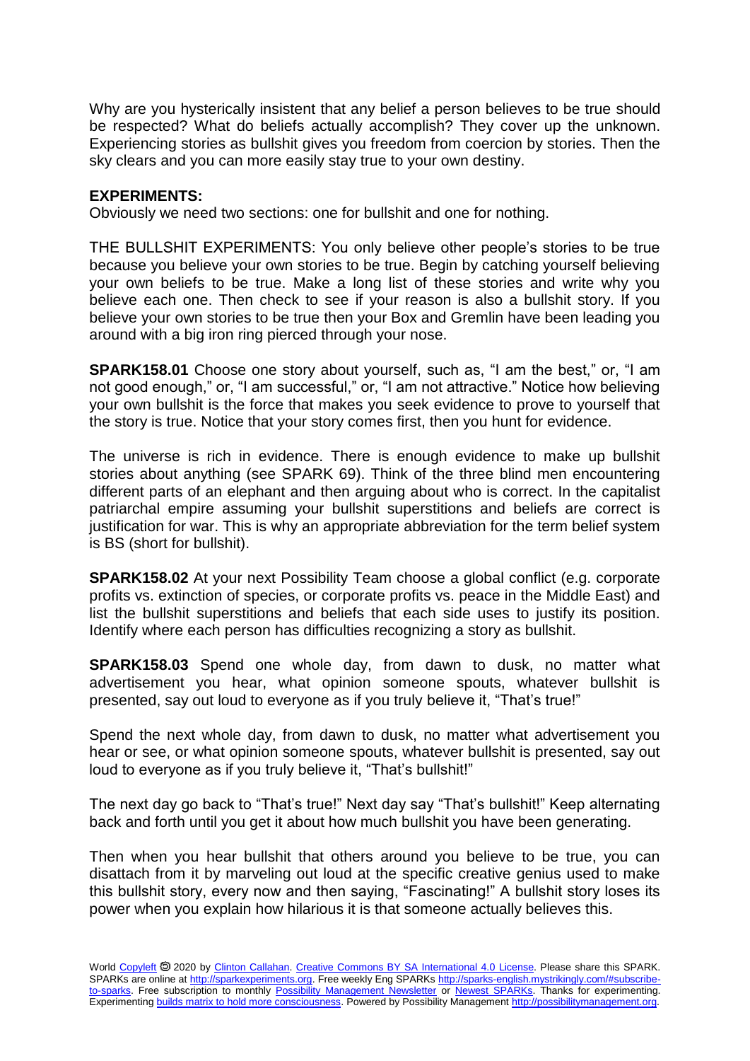Why are you hysterically insistent that any belief a person believes to be true should be respected? What do beliefs actually accomplish? They cover up the unknown. Experiencing stories as bullshit gives you freedom from coercion by stories. Then the sky clears and you can more easily stay true to your own destiny.

**EXPERIMENTS:**

Obviously we need two sections: one for bullshit and one for nothing.

THE BULLSHIT EXPERIMENTS: You only believe other people's stories to be true because you believe your own stories to be true. Begin by catching yourself believing your own beliefs to be true. Make a long list of these stories and write why you believe each one. Then check to see if your reason is also a bullshit story. If you believe your own stories to be true then your Box and Gremlin have been leading you around with a big iron ring pierced through your nose.

**SPARK158.01** Choose one story about yourself, such as, "I am the best," or, "I am not good enough," or, "I am successful," or, "I am not attractive." Notice how believing your own bullshit is the force that makes you seek evidence to prove to yourself that the story is true. Notice that your story comes first, then you hunt for evidence.

The universe is rich in evidence. There is enough evidence to make up bullshit stories about anything (see SPARK 69). Think of the three blind men encountering different parts of an elephant and then arguing about who is correct. In the capitalist patriarchal empire assuming your bullshit superstitions and beliefs are correct is justification for war. This is why an appropriate abbreviation for the term belief system is BS (short for bullshit).

**SPARK158.02** At your next Possibility Team choose a global conflict (e.g. corporate profits vs. extinction of species, or corporate profits vs. peace in the Middle East) and list the bullshit superstitions and beliefs that each side uses to justify its position. Identify where each person has difficulties recognizing a story as bullshit.

**SPARK158.03** Spend one whole day, from dawn to dusk, no matter what advertisement you hear, what opinion someone spouts, whatever bullshit is presented, say out loud to everyone as if you truly believe it, "That's true!"

Spend the next whole day, from dawn to dusk, no matter what advertisement you hear or see, or what opinion someone spouts, whatever bullshit is presented, say out loud to everyone as if you truly believe it, "That's bullshit!"

The next day go back to "That's true!" Next day say "That's bullshit!" Keep alternating back and forth until you get it about how much bullshit you have been generating.

Then when you hear bullshit that others around you believe to be true, you can disattach from it by marveling out loud at the specific creative genius used to make this bullshit story, every now and then saying, "Fascinating!" A bullshit story loses its power when you explain how hilarious it is that someone actually believes this.

World Copyleft 🄯 2020 by Clinton Callahan. Creative Commons BY SA International 4.0 License. Please share this SPARK. SPARKs are online at http://sparkexperiments.org. Free weekly Eng SPARKs http://sparks-english.mystrikingly.com/#subscribe-to-sparks. Free subscription to monthly Possibility Management Newsletter or Newest SPARKs. Thanks for experimenting. Experimenting builds matrix to hold more consciousness. Powered by Possibility Management http://possibilitymanagement.org.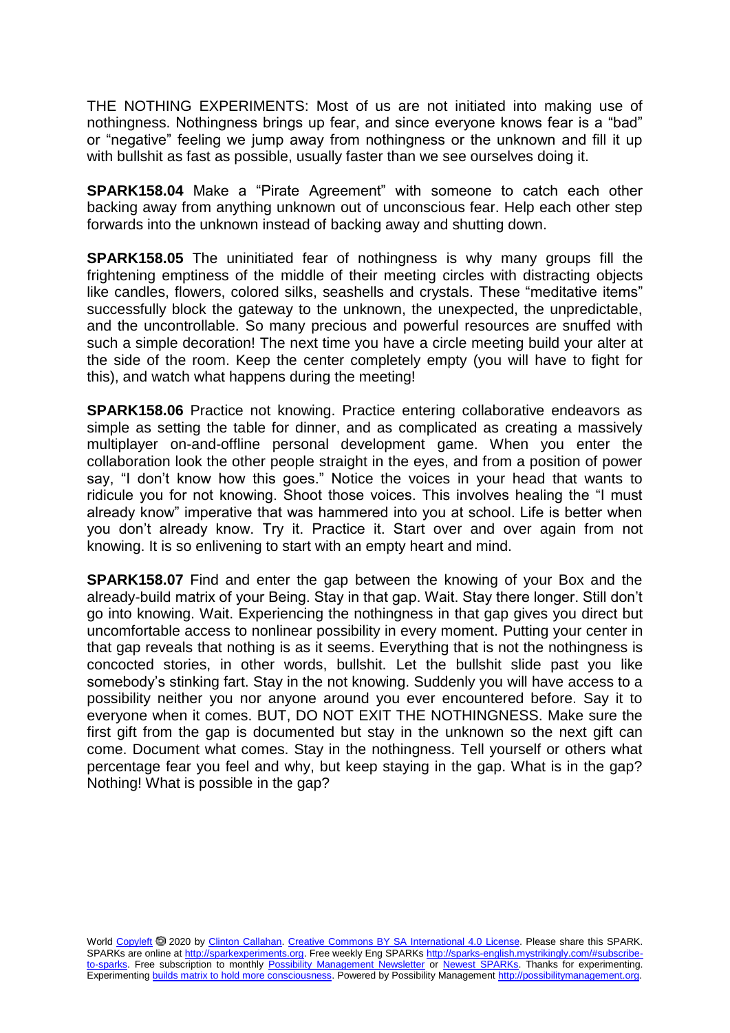THE NOTHING EXPERIMENTS: Most of us are not initiated into making use of nothingness. Nothingness brings up fear, and since everyone knows fear is a "bad" or "negative" feeling we jump away from nothingness or the unknown and fill it up with bullshit as fast as possible, usually faster than we see ourselves doing it.

**SPARK158.04** Make a "Pirate Agreement" with someone to catch each other backing away from anything unknown out of unconscious fear. Help each other step forwards into the unknown instead of backing away and shutting down.

**SPARK158.05** The uninitiated fear of nothingness is why many groups fill the frightening emptiness of the middle of their meeting circles with distracting objects like candles, flowers, colored silks, seashells and crystals. These "meditative items" successfully block the gateway to the unknown, the unexpected, the unpredictable, and the uncontrollable. So many precious and powerful resources are snuffed with such a simple decoration! The next time you have a circle meeting build your alter at the side of the room. Keep the center completely empty (you will have to fight for this), and watch what happens during the meeting!

**SPARK158.06** Practice not knowing. Practice entering collaborative endeavors as simple as setting the table for dinner, and as complicated as creating a massively multiplayer on-and-offline personal development game. When you enter the collaboration look the other people straight in the eyes, and from a position of power say, "I don't know how this goes." Notice the voices in your head that wants to ridicule you for not knowing. Shoot those voices. This involves healing the "I must already know" imperative that was hammered into you at school. Life is better when you don't already know. Try it. Practice it. Start over and over again from not knowing. It is so enlivening to start with an empty heart and mind.

**SPARK158.07** Find and enter the gap between the knowing of your Box and the already-build matrix of your Being. Stay in that gap. Wait. Stay there longer. Still don't go into knowing. Wait. Experiencing the nothingness in that gap gives you direct but uncomfortable access to nonlinear possibility in every moment. Putting your center in that gap reveals that nothing is as it seems. Everything that is not the nothingness is concocted stories, in other words, bullshit. Let the bullshit slide past you like somebody's stinking fart. Stay in the not knowing. Suddenly you will have access to a possibility neither you nor anyone around you ever encountered before. Say it to everyone when it comes. BUT, DO NOT EXIT THE NOTHINGNESS. Make sure the first gift from the gap is documented but stay in the unknown so the next gift can come. Document what comes. Stay in the nothingness. Tell yourself or others what percentage fear you feel and why, but keep staying in the gap. What is in the gap? Nothing! What is possible in the gap?

World Copyleft 🄯 2020 by Clinton Callahan. Creative Commons BY SA International 4.0 License. Please share this SPARK. SPARKs are online at http://sparkexperiments.org. Free weekly Eng SPARKs http://sparks-english.mystrikingly.com/#subscribe-to-sparks. Free subscription to monthly Possibility Management Newsletter or Newest SPARKs. Thanks for experimenting. Experimenting builds matrix to hold more consciousness. Powered by Possibility Management http://possibilitymanagement.org.